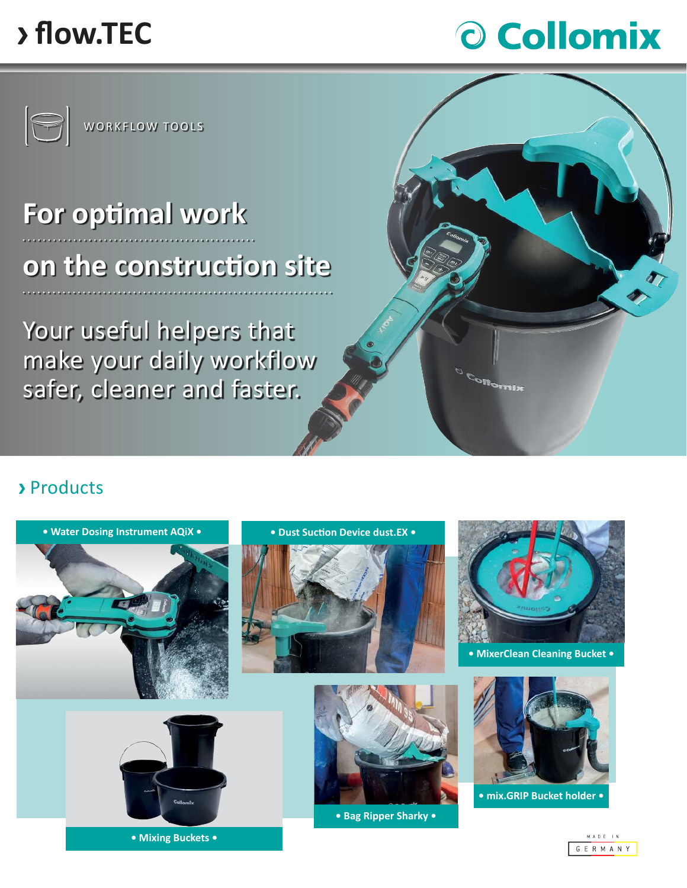# › flow.TEC

Collomix

WORKFLOW TOOLS

## For optimal work

## on the construction site

Your useful helpers that make your daily workflow safer, cleaner and faster.

## › Products

• Water Dosing Instrument AQiX •

• Dust Suction Device dust.EX •

• MixerClean Cleaning Bucket •

• Mixing Buckets •

• Bag Ripper Sharky •

• mix.GRIP Bucket holder •

MADE IN GERMANY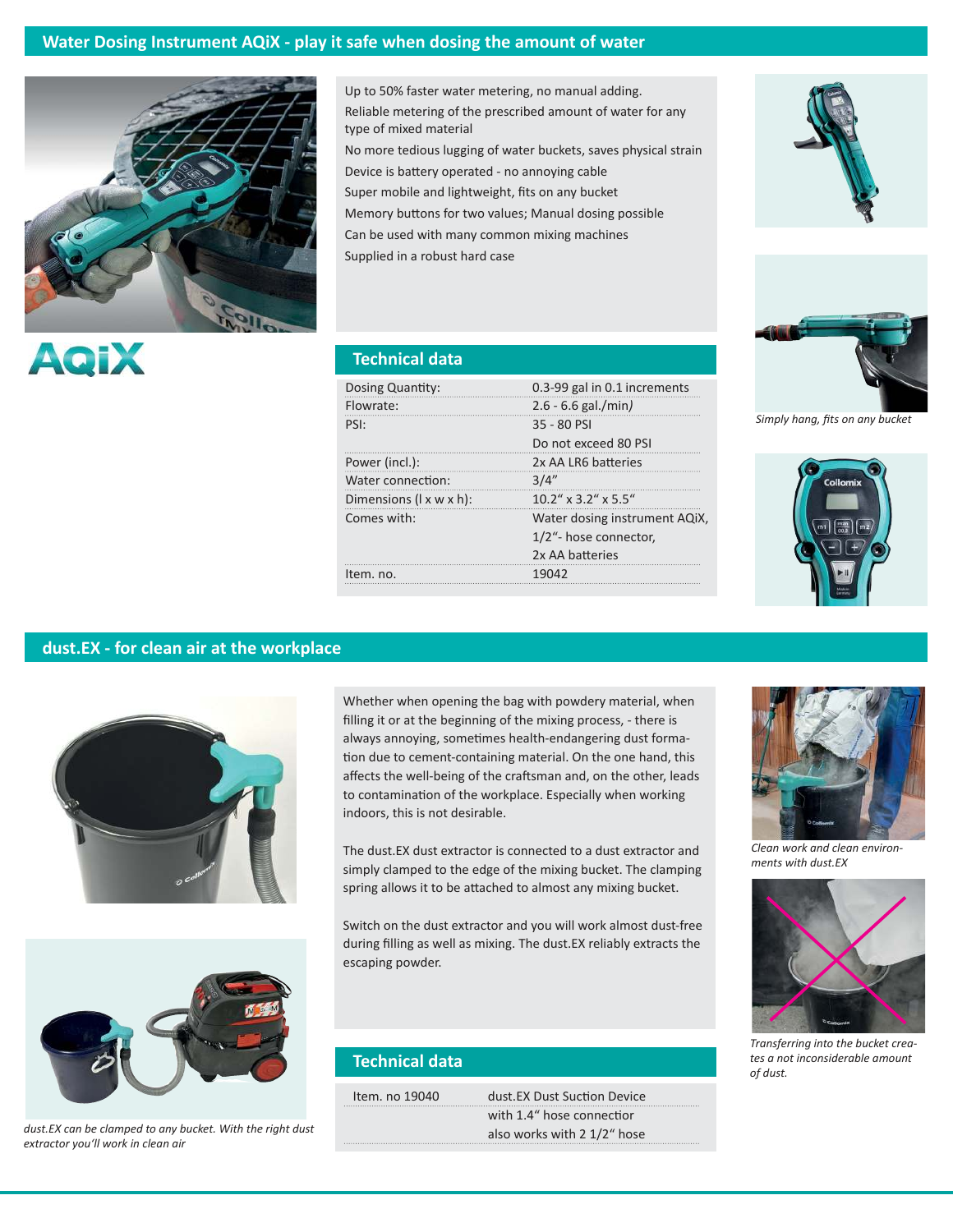## Water Dosing Instrument AQiX - play it safe when dosing the amount of water

AQiX

Up to 50% faster water metering, no manual adding.
Reliable metering of the prescribed amount of water for any type of mixed material
No more tedious lugging of water buckets, saves physical strain
Device is battery operated - no annoying cable
Super mobile and lightweight, fits on any bucket
Memory buttons for two values; Manual dosing possible
Can be used with many common mixing machines
Supplied in a robust hard case

### Technical data

| | |
|---|---|
| Dosing Quantity: | 0.3-99 gal in 0.1 increments |
| Flowrate: | 2.6 - 6.6 gal./min) |
| PSI: | 35 - 80 PSI<br>Do not exceed 80 PSI |
| Power (incl.): | 2x AA LR6 batteries |
| Water connection: | 3/4″ |
| Dimensions (l x w x h): | 10.2″ x 3.2″ x 5.5″ |
| Comes with: | Water dosing instrument AQiX,<br>1/2″- hose connector,<br>2x AA batteries |
| Item. no. | 19042 |

*Simply hang, fits on any bucket*

## dust.EX - for clean air at the workplace

Whether when opening the bag with powdery material, when filling it or at the beginning of the mixing process, - there is always annoying, sometimes health-endangering dust formation due to cement-containing material. On the one hand, this affects the well-being of the craftsman and, on the other, leads to contamination of the workplace. Especially when working indoors, this is not desirable.

The dust.EX dust extractor is connected to a dust extractor and simply clamped to the edge of the mixing bucket. The clamping spring allows it to be attached to almost any mixing bucket.

Switch on the dust extractor and you will work almost dust-free during filling as well as mixing. The dust.EX reliably extracts the escaping powder.

*dust.EX can be clamped to any bucket. With the right dust extractor you'll work in clean air*

*Clean work and clean environments with dust.EX*

*Transferring into the bucket creates a not inconsiderable amount of dust.*

### Technical data

| | |
|---|---|
| Item. no 19040 | dust.EX Dust Suction Device<br>with 1.4″ hose connector<br>also works with 2 1/2″ hose |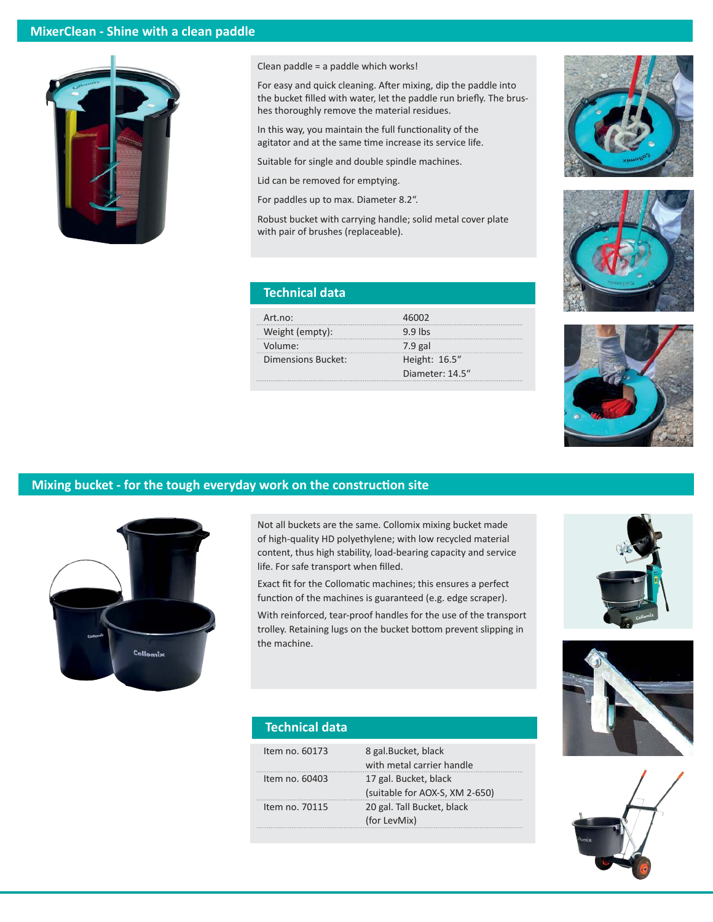## MixerClean - Shine with a clean paddle

Clean paddle = a paddle which works!

For easy and quick cleaning. After mixing, dip the paddle into the bucket filled with water, let the paddle run briefly. The brushes thoroughly remove the material residues.

In this way, you maintain the full functionality of the agitator and at the same time increase its service life.

Suitable for single and double spindle machines.

Lid can be removed for emptying.

For paddles up to max. Diameter 8.2".

Robust bucket with carrying handle; solid metal cover plate with pair of brushes (replaceable).

### Technical data

| | |
|---|---|
| Art.no: | 46002 |
| Weight (empty): | 9.9 lbs |
| Volume: | 7.9 gal |
| Dimensions Bucket: | Height: 16.5" Diameter: 14.5" |

## Mixing bucket - for the tough everyday work on the construction site

Not all buckets are the same. Collomix mixing bucket made of high-quality HD polyethylene; with low recycled material content, thus high stability, load-bearing capacity and service life. For safe transport when filled.

Exact fit for the Collomatic machines; this ensures a perfect function of the machines is guaranteed (e.g. edge scraper).

With reinforced, tear-proof handles for the use of the transport trolley. Retaining lugs on the bucket bottom prevent slipping in the machine.

### Technical data

| | |
|---|---|
| Item no. 60173 | 8 gal.Bucket, black with metal carrier handle |
| Item no. 60403 | 17 gal. Bucket, black (suitable for AOX-S, XM 2-650) |
| Item no. 70115 | 20 gal. Tall Bucket, black (for LevMix) |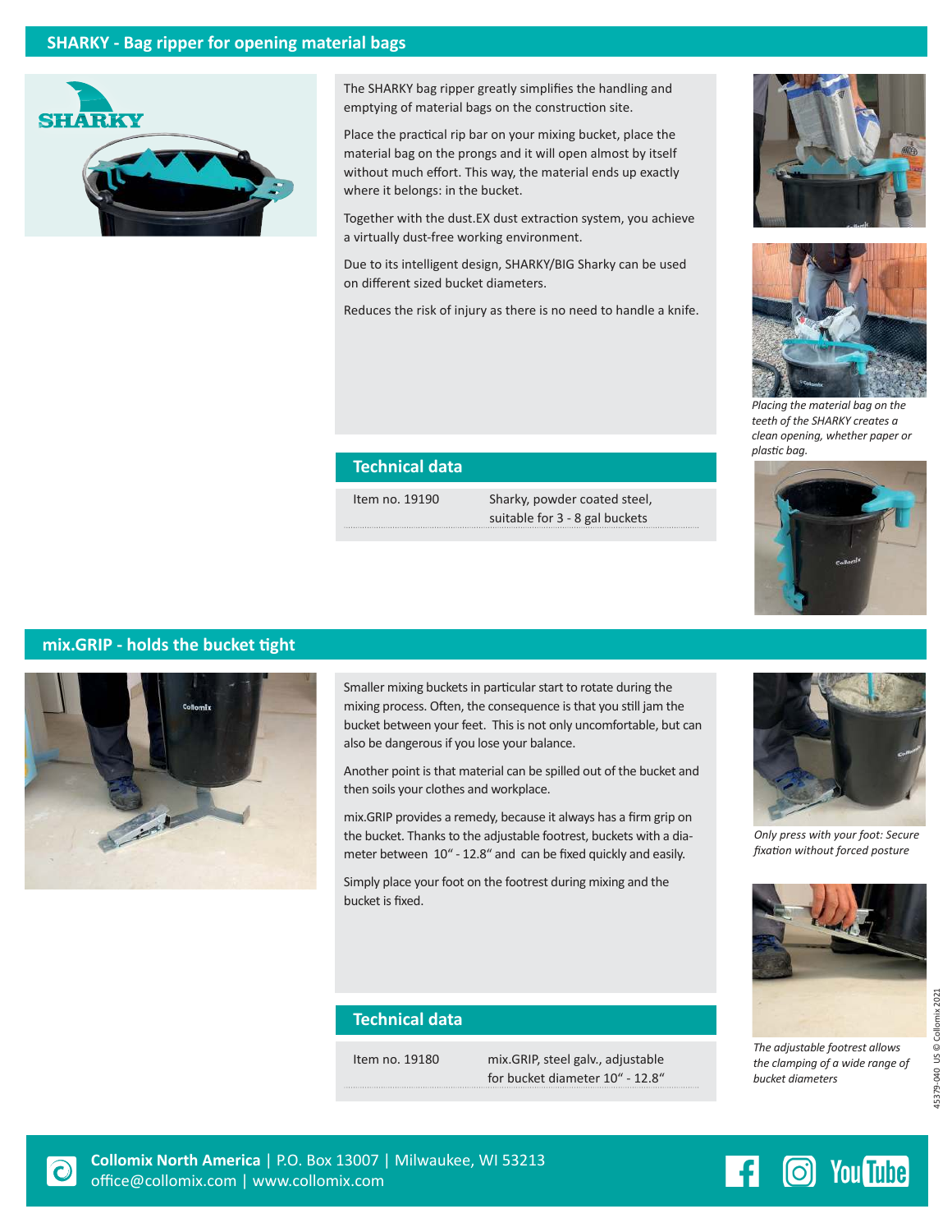## SHARKY - Bag ripper for opening material bags

The SHARKY bag ripper greatly simplifies the handling and emptying of material bags on the construction site.

Place the practical rip bar on your mixing bucket, place the material bag on the prongs and it will open almost by itself without much effort. This way, the material ends up exactly where it belongs: in the bucket.

Together with the dust.EX dust extraction system, you achieve a virtually dust-free working environment.

Due to its intelligent design, SHARKY/BIG Sharky can be used on different sized bucket diameters.

Reduces the risk of injury as there is no need to handle a knife.

*Placing the material bag on the teeth of the SHARKY creates a clean opening, whether paper or plastic bag.*

### Technical data

| | |
|---|---|
| Item no. 19190 | Sharky, powder coated steel, suitable for 3 - 8 gal buckets |

## mix.GRIP - holds the bucket tight

Smaller mixing buckets in particular start to rotate during the mixing process. Often, the consequence is that you still jam the bucket between your feet. This is not only uncomfortable, but can also be dangerous if you lose your balance.

Another point is that material can be spilled out of the bucket and then soils your clothes and workplace.

mix.GRIP provides a remedy, because it always has a firm grip on the bucket. Thanks to the adjustable footrest, buckets with a diameter between 10" - 12.8" and can be fixed quickly and easily.

Simply place your foot on the footrest during mixing and the bucket is fixed.

*Only press with your foot: Secure fixation without forced posture*

*The adjustable footrest allows the clamping of a wide range of bucket diameters*

### Technical data

| | |
|---|---|
| Item no. 19180 | mix.GRIP, steel galv., adjustable for bucket diameter 10" - 12.8" |

45379-040 US © Collomix 2021

**Collomix North America** | P.O. Box 13007 | Milwaukee, WI 53213
office@collomix.com | www.collomix.com